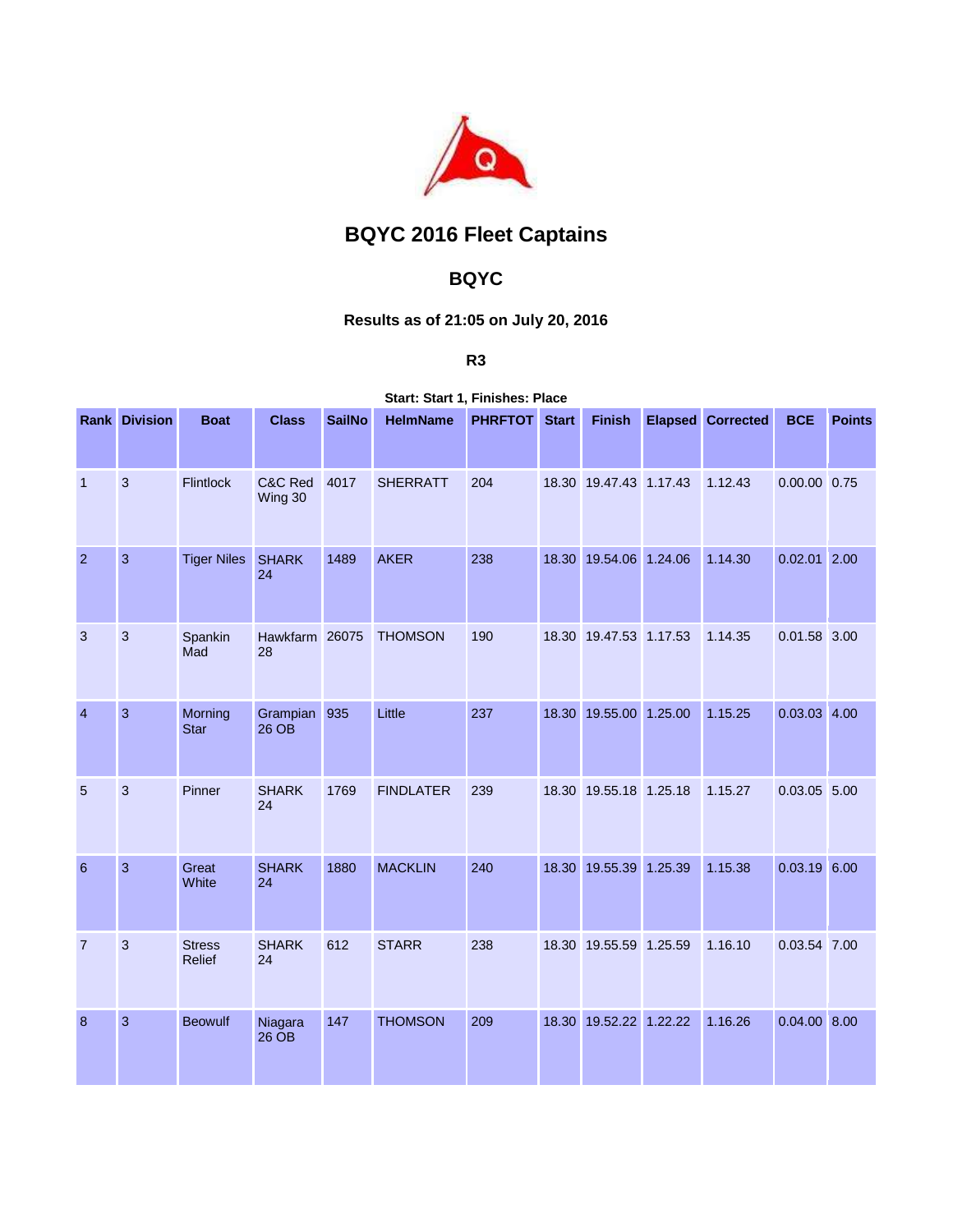# BQYC 2016 Fleet Captains

## BQYC

### Results as of 21:05 on July 20, 2016

#### R3

**Start: Start 1, Finishes: Place**

| Rank | Division | Boat | Class | SailNo | HelmName | PHRFTOT | Start | Finish | Elapsed | Corrected | BCE | Points |
|---|---|---|---|---|---|---|---|---|---|---|---|---|
| 1 | 3 | Flintlock | C&C Red Wing 30 | 4017 | SHERRATT | 204 | 18.30 | 19.47.43 | 1.17.43 | 1.12.43 | 0.00.00 | 0.75 |
| 2 | 3 | Tiger Niles | SHARK 24 | 1489 | AKER | 238 | 18.30 | 19.54.06 | 1.24.06 | 1.14.30 | 0.02.01 | 2.00 |
| 3 | 3 | Spankin Mad | Hawkfarm 28 | 26075 | THOMSON | 190 | 18.30 | 19.47.53 | 1.17.53 | 1.14.35 | 0.01.58 | 3.00 |
| 4 | 3 | Morning Star | Grampian 26 OB | 935 | Little | 237 | 18.30 | 19.55.00 | 1.25.00 | 1.15.25 | 0.03.03 | 4.00 |
| 5 | 3 | Pinner | SHARK 24 | 1769 | FINDLATER | 239 | 18.30 | 19.55.18 | 1.25.18 | 1.15.27 | 0.03.05 | 5.00 |
| 6 | 3 | Great White | SHARK 24 | 1880 | MACKLIN | 240 | 18.30 | 19.55.39 | 1.25.39 | 1.15.38 | 0.03.19 | 6.00 |
| 7 | 3 | Stress Relief | SHARK 24 | 612 | STARR | 238 | 18.30 | 19.55.59 | 1.25.59 | 1.16.10 | 0.03.54 | 7.00 |
| 8 | 3 | Beowulf | Niagara 26 OB | 147 | THOMSON | 209 | 18.30 | 19.52.22 | 1.22.22 | 1.16.26 | 0.04.00 | 8.00 |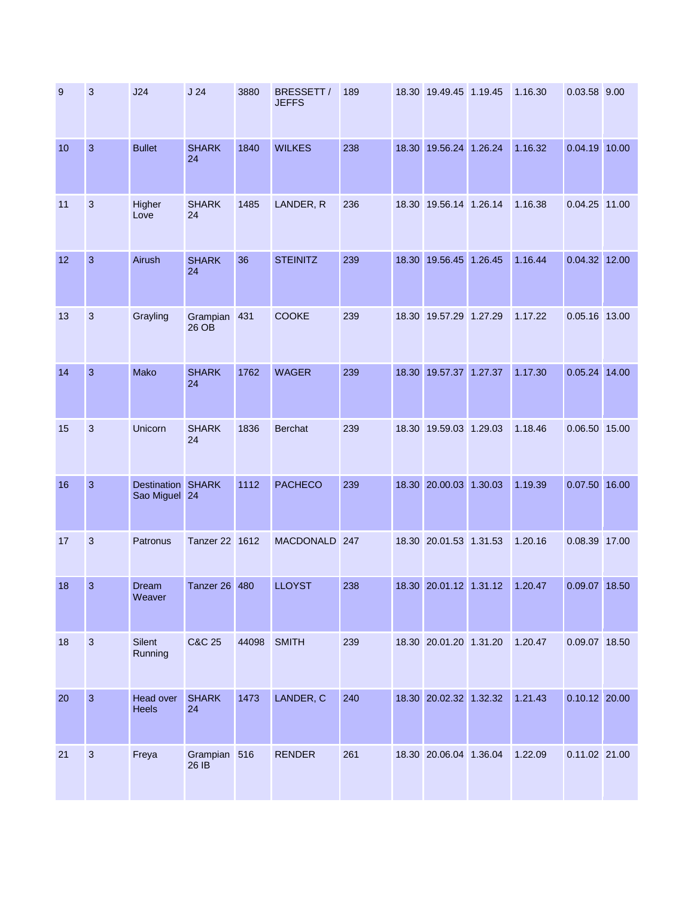| | | | | | | | | | | | | |
|---|---|---|---|---|---|---|---|---|---|---|---|---|
| 9 | 3 | J24 | J 24 | 3880 | BRESSETT / JEFFS | 189 | 18.30 | 19.49.45 | 1.19.45 | 1.16.30 | 0.03.58 | 9.00 |
| 10 | 3 | Bullet | SHARK 24 | 1840 | WILKES | 238 | 18.30 | 19.56.24 | 1.26.24 | 1.16.32 | 0.04.19 | 10.00 |
| 11 | 3 | Higher Love | SHARK 24 | 1485 | LANDER, R | 236 | 18.30 | 19.56.14 | 1.26.14 | 1.16.38 | 0.04.25 | 11.00 |
| 12 | 3 | Airush | SHARK 24 | 36 | STEINITZ | 239 | 18.30 | 19.56.45 | 1.26.45 | 1.16.44 | 0.04.32 | 12.00 |
| 13 | 3 | Grayling | Grampian 26 OB | 431 | COOKE | 239 | 18.30 | 19.57.29 | 1.27.29 | 1.17.22 | 0.05.16 | 13.00 |
| 14 | 3 | Mako | SHARK 24 | 1762 | WAGER | 239 | 18.30 | 19.57.37 | 1.27.37 | 1.17.30 | 0.05.24 | 14.00 |
| 15 | 3 | Unicorn | SHARK 24 | 1836 | Berchat | 239 | 18.30 | 19.59.03 | 1.29.03 | 1.18.46 | 0.06.50 | 15.00 |
| 16 | 3 | Destination Sao Miguel | SHARK 24 | 1112 | PACHECO | 239 | 18.30 | 20.00.03 | 1.30.03 | 1.19.39 | 0.07.50 | 16.00 |
| 17 | 3 | Patronus | Tanzer 22 | 1612 | MACDONALD | 247 | 18.30 | 20.01.53 | 1.31.53 | 1.20.16 | 0.08.39 | 17.00 |
| 18 | 3 | Dream Weaver | Tanzer 26 | 480 | LLOYST | 238 | 18.30 | 20.01.12 | 1.31.12 | 1.20.47 | 0.09.07 | 18.50 |
| 18 | 3 | Silent Running | C&C 25 | 44098 | SMITH | 239 | 18.30 | 20.01.20 | 1.31.20 | 1.20.47 | 0.09.07 | 18.50 |
| 20 | 3 | Head over Heels | SHARK 24 | 1473 | LANDER, C | 240 | 18.30 | 20.02.32 | 1.32.32 | 1.21.43 | 0.10.12 | 20.00 |
| 21 | 3 | Freya | Grampian 26 IB | 516 | RENDER | 261 | 18.30 | 20.06.04 | 1.36.04 | 1.22.09 | 0.11.02 | 21.00 |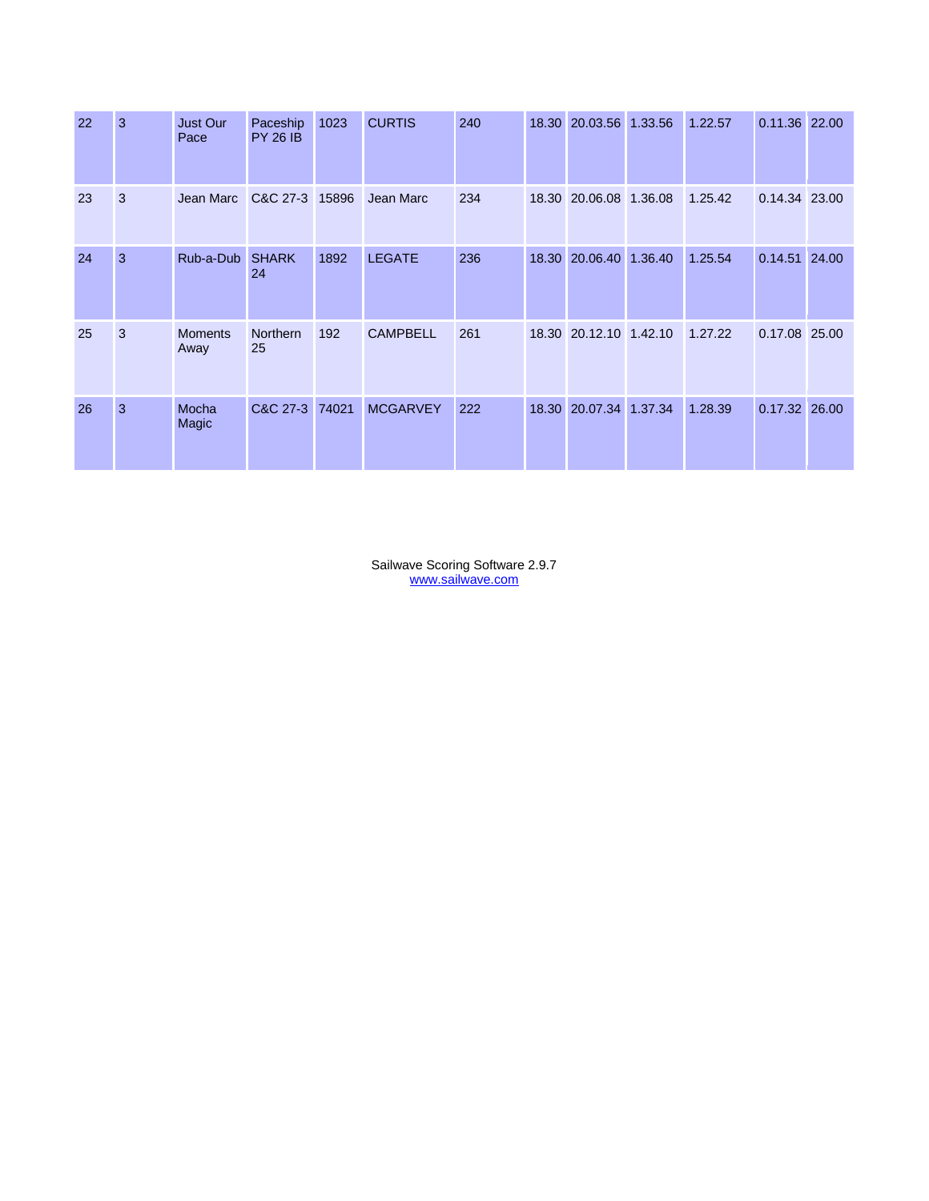| | | | | | | | | | | | | |
|---|---|---|---|---|---|---|---|---|---|---|---|---|
| 22 | 3 | Just Our Pace | Paceship PY 26 IB | 1023 | CURTIS | 240 | 18.30 | 20.03.56 | 1.33.56 | 1.22.57 | 0.11.36 | 22.00 |
| 23 | 3 | Jean Marc | C&C 27-3 | 15896 | Jean Marc | 234 | 18.30 | 20.06.08 | 1.36.08 | 1.25.42 | 0.14.34 | 23.00 |
| 24 | 3 | Rub-a-Dub | SHARK 24 | 1892 | LEGATE | 236 | 18.30 | 20.06.40 | 1.36.40 | 1.25.54 | 0.14.51 | 24.00 |
| 25 | 3 | Moments Away | Northern 25 | 192 | CAMPBELL | 261 | 18.30 | 20.12.10 | 1.42.10 | 1.27.22 | 0.17.08 | 25.00 |
| 26 | 3 | Mocha Magic | C&C 27-3 | 74021 | MCGARVEY | 222 | 18.30 | 20.07.34 | 1.37.34 | 1.28.39 | 0.17.32 | 26.00 |

Sailwave Scoring Software 2.9.7
www.sailwave.com